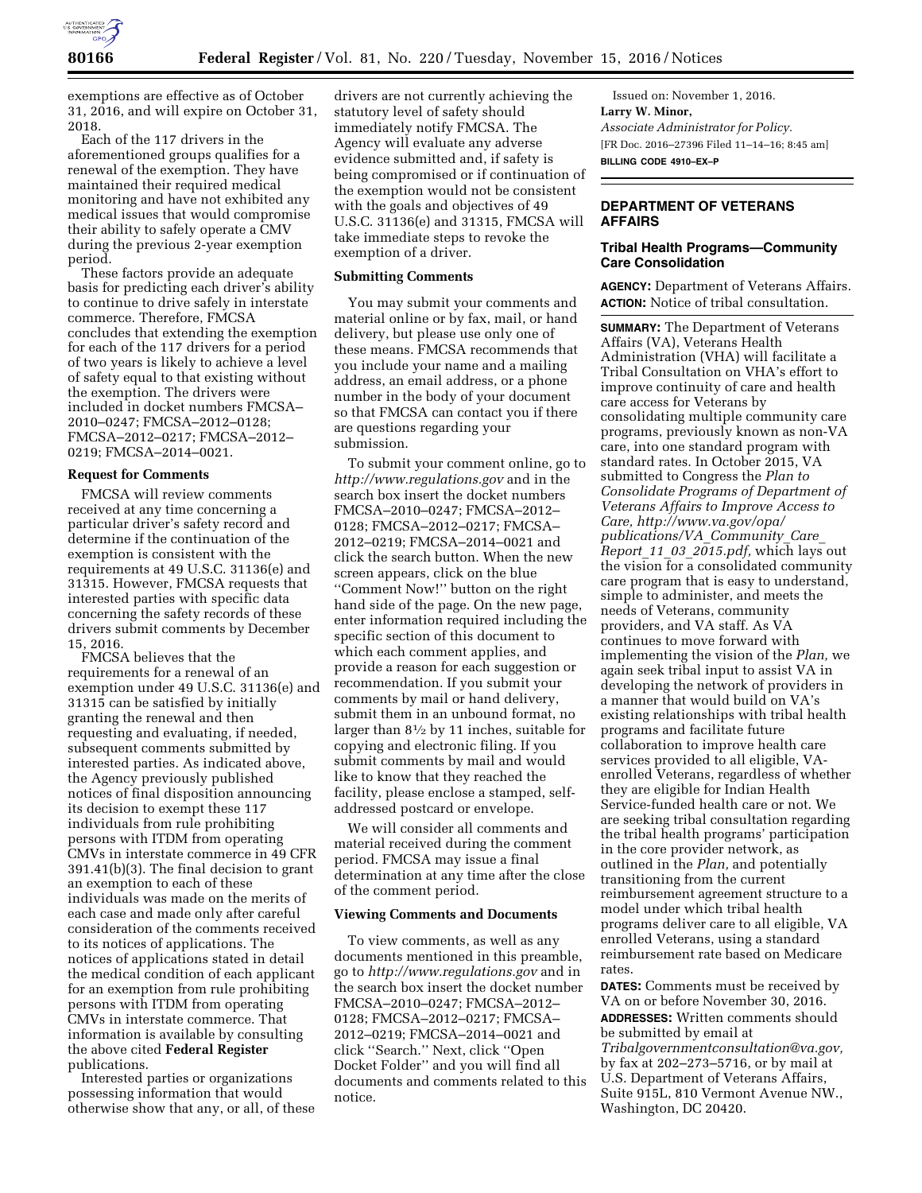exemptions are effective as of October 31, 2016, and will expire on October 31, 2018.

Each of the 117 drivers in the aforementioned groups qualifies for a renewal of the exemption. They have maintained their required medical monitoring and have not exhibited any medical issues that would compromise their ability to safely operate a CMV during the previous 2-year exemption period.

These factors provide an adequate basis for predicting each driver's ability to continue to drive safely in interstate commerce. Therefore, FMCSA concludes that extending the exemption for each of the 117 drivers for a period of two years is likely to achieve a level of safety equal to that existing without the exemption. The drivers were included in docket numbers FMCSA–2010–0247; FMCSA–2012–0128; FMCSA–2012–0217; FMCSA–2012–0219; FMCSA–2014–0021.

**Request for Comments**

FMCSA will review comments received at any time concerning a particular driver's safety record and determine if the continuation of the exemption is consistent with the requirements at 49 U.S.C. 31136(e) and 31315. However, FMCSA requests that interested parties with specific data concerning the safety records of these drivers submit comments by December 15, 2016.

FMCSA believes that the requirements for a renewal of an exemption under 49 U.S.C. 31136(e) and 31315 can be satisfied by initially granting the renewal and then requesting and evaluating, if needed, subsequent comments submitted by interested parties. As indicated above, the Agency previously published notices of final disposition announcing its decision to exempt these 117 individuals from rule prohibiting persons with ITDM from operating CMVs in interstate commerce in 49 CFR 391.41(b)(3). The final decision to grant an exemption to each of these individuals was made on the merits of each case and made only after careful consideration of the comments received to its notices of applications. The notices of applications stated in detail the medical condition of each applicant for an exemption from rule prohibiting persons with ITDM from operating CMVs in interstate commerce. That information is available by consulting the above cited **Federal Register** publications.

Interested parties or organizations possessing information that would otherwise show that any, or all, of these drivers are not currently achieving the statutory level of safety should immediately notify FMCSA. The Agency will evaluate any adverse evidence submitted and, if safety is being compromised or if continuation of the exemption would not be consistent with the goals and objectives of 49 U.S.C. 31136(e) and 31315, FMCSA will take immediate steps to revoke the exemption of a driver.

**Submitting Comments**

You may submit your comments and material online or by fax, mail, or hand delivery, but please use only one of these means. FMCSA recommends that you include your name and a mailing address, an email address, or a phone number in the body of your document so that FMCSA can contact you if there are questions regarding your submission.

To submit your comment online, go to *http://www.regulations.gov* and in the search box insert the docket numbers FMCSA–2010–0247; FMCSA–2012–0128; FMCSA–2012–0217; FMCSA–2012–0219; FMCSA–2014–0021 and click the search button. When the new screen appears, click on the blue ''Comment Now!'' button on the right hand side of the page. On the new page, enter information required including the specific section of this document to which each comment applies, and provide a reason for each suggestion or recommendation. If you submit your comments by mail or hand delivery, submit them in an unbound format, no larger than 8½ by 11 inches, suitable for copying and electronic filing. If you submit comments by mail and would like to know that they reached the facility, please enclose a stamped, self-addressed postcard or envelope.

We will consider all comments and material received during the comment period. FMCSA may issue a final determination at any time after the close of the comment period.

**Viewing Comments and Documents**

To view comments, as well as any documents mentioned in this preamble, go to *http://www.regulations.gov* and in the search box insert the docket number FMCSA–2010–0247; FMCSA–2012–0128; FMCSA–2012–0217; FMCSA–2012–0219; FMCSA–2014–0021 and click ''Search.'' Next, click ''Open Docket Folder'' and you will find all documents and comments related to this notice.

Issued on: November 1, 2016.

**Larry W. Minor,**

*Associate Administrator for Policy.*

[FR Doc. 2016–27396 Filed 11–14–16; 8:45 am]

**BILLING CODE 4910–EX–P**

## DEPARTMENT OF VETERANS AFFAIRS

### Tribal Health Programs—Community Care Consolidation

**AGENCY:** Department of Veterans Affairs.

**ACTION:** Notice of tribal consultation.

**SUMMARY:** The Department of Veterans Affairs (VA), Veterans Health Administration (VHA) will facilitate a Tribal Consultation on VHA's effort to improve continuity of care and health care access for Veterans by consolidating multiple community care programs, previously known as non-VA care, into one standard program with standard rates. In October 2015, VA submitted to Congress the *Plan to Consolidate Programs of Department of Veterans Affairs to Improve Access to Care, http://www.va.gov/opa/publications/VA_Community_Care_Report_11_03_2015.pdf,* which lays out the vision for a consolidated community care program that is easy to understand, simple to administer, and meets the needs of Veterans, community providers, and VA staff. As VA continues to move forward with implementing the vision of the *Plan,* we again seek tribal input to assist VA in developing the network of providers in a manner that would build on VA's existing relationships with tribal health programs and facilitate future collaboration to improve health care services provided to all eligible, VA-enrolled Veterans, regardless of whether they are eligible for Indian Health Service-funded health care or not. We are seeking tribal consultation regarding the tribal health programs' participation in the core provider network, as outlined in the *Plan,* and potentially transitioning from the current reimbursement agreement structure to a model under which tribal health programs deliver care to all eligible, VA enrolled Veterans, using a standard reimbursement rate based on Medicare rates.

**DATES:** Comments must be received by VA on or before November 30, 2016.

**ADDRESSES:** Written comments should be submitted by email at *Tribalgovernmentconsultation@va.gov,* by fax at 202–273–5716, or by mail at U.S. Department of Veterans Affairs, Suite 915L, 810 Vermont Avenue NW., Washington, DC 20420.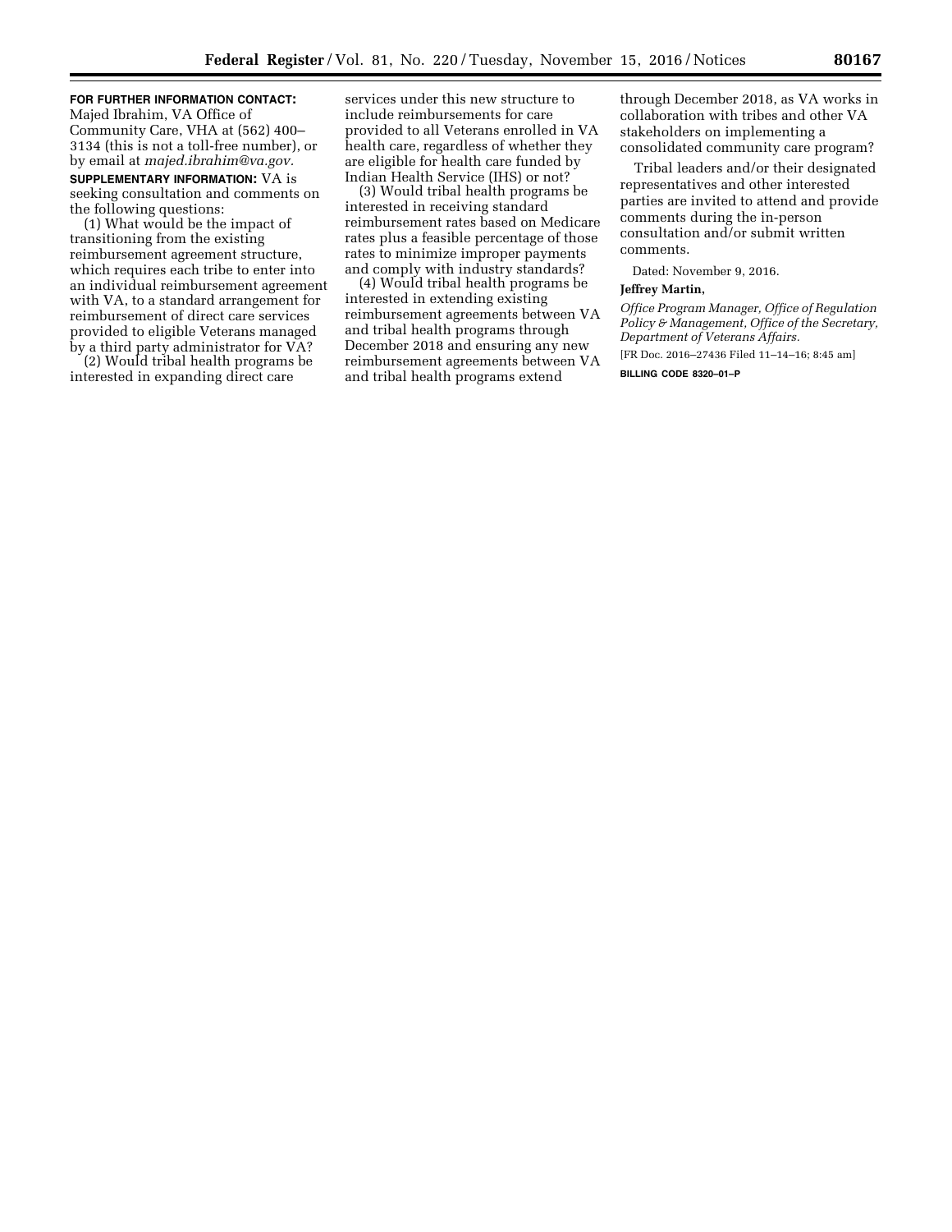**FOR FURTHER INFORMATION CONTACT:** Majed Ibrahim, VA Office of Community Care, VHA at (562) 400–3134 (this is not a toll-free number), or by email at *majed.ibrahim@va.gov.*

**SUPPLEMENTARY INFORMATION:** VA is seeking consultation and comments on the following questions:

(1) What would be the impact of transitioning from the existing reimbursement agreement structure, which requires each tribe to enter into an individual reimbursement agreement with VA, to a standard arrangement for reimbursement of direct care services provided to eligible Veterans managed by a third party administrator for VA?

(2) Would tribal health programs be interested in expanding direct care services under this new structure to include reimbursements for care provided to all Veterans enrolled in VA health care, regardless of whether they are eligible for health care funded by Indian Health Service (IHS) or not?

(3) Would tribal health programs be interested in receiving standard reimbursement rates based on Medicare rates plus a feasible percentage of those rates to minimize improper payments and comply with industry standards?

(4) Would tribal health programs be interested in extending existing reimbursement agreements between VA and tribal health programs through December 2018 and ensuring any new reimbursement agreements between VA and tribal health programs extend through December 2018, as VA works in collaboration with tribes and other VA stakeholders on implementing a consolidated community care program?

Tribal leaders and/or their designated representatives and other interested parties are invited to attend and provide comments during the in-person consultation and/or submit written comments.

Dated: November 9, 2016.

**Jeffrey Martin,**

*Office Program Manager, Office of Regulation Policy & Management, Office of the Secretary, Department of Veterans Affairs.*

[FR Doc. 2016–27436 Filed 11–14–16; 8:45 am]

**BILLING CODE 8320–01–P**